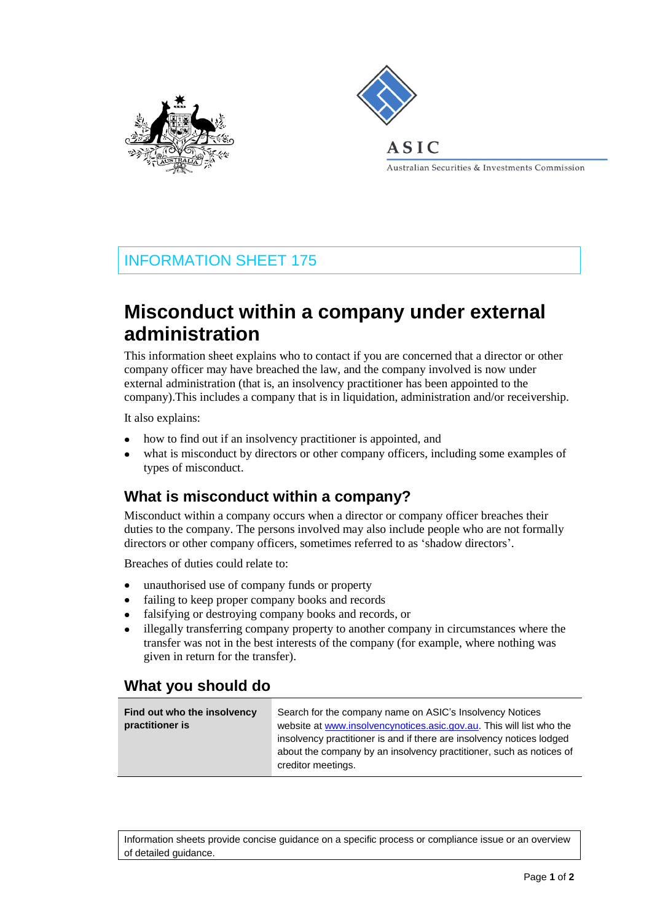INFORMATION SHEET 175

# Misconduct within a company under external administration

This information sheet explains who to contact if you are concerned that a director or other company officer may have breached the law, and the company involved is now under external administration (that is, an insolvency practitioner has been appointed to the company).This includes a company that is in liquidation, administration and/or receivership.

It also explains:

- how to find out if an insolvency practitioner is appointed, and
- what is misconduct by directors or other company officers, including some examples of types of misconduct.

## What is misconduct within a company?

Misconduct within a company occurs when a director or company officer breaches their duties to the company. The persons involved may also include people who are not formally directors or other company officers, sometimes referred to as 'shadow directors'.

Breaches of duties could relate to:

- unauthorised use of company funds or property
- failing to keep proper company books and records
- falsifying or destroying company books and records, or
- illegally transferring company property to another company in circumstances where the transfer was not in the best interests of the company (for example, where nothing was given in return for the transfer).

## What you should do

| | |
|---|---|
| **Find out who the insolvency practitioner is** | Search for the company name on ASIC's Insolvency Notices website at www.insolvencynotices.asic.gov.au. This will list who the insolvency practitioner is and if there are insolvency notices lodged about the company by an insolvency practitioner, such as notices of creditor meetings. |

Information sheets provide concise guidance on a specific process or compliance issue or an overview of detailed guidance.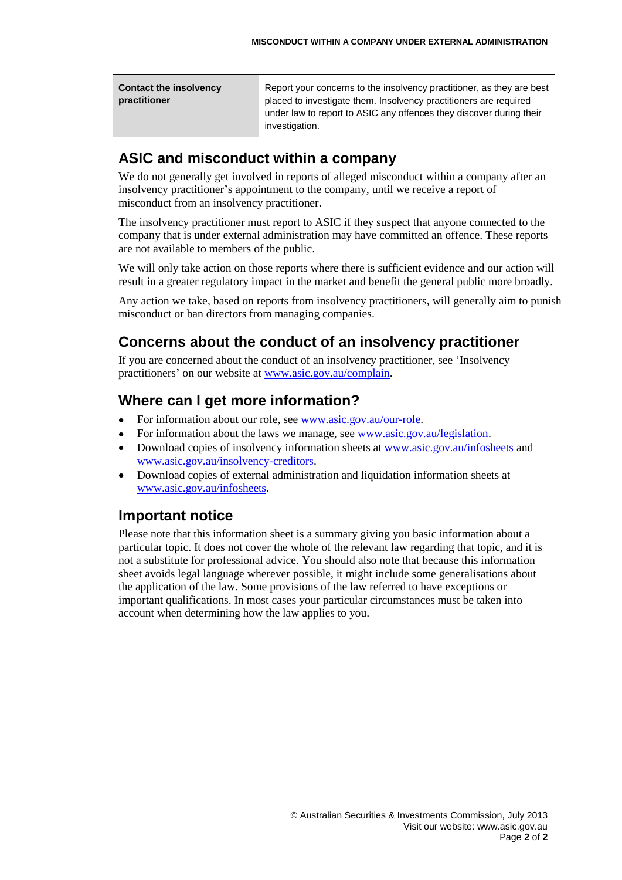| | |
|---|---|
| **Contact the insolvency practitioner** | Report your concerns to the insolvency practitioner, as they are best placed to investigate them. Insolvency practitioners are required under law to report to ASIC any offences they discover during their investigation. |

## ASIC and misconduct within a company

We do not generally get involved in reports of alleged misconduct within a company after an insolvency practitioner's appointment to the company, until we receive a report of misconduct from an insolvency practitioner.

The insolvency practitioner must report to ASIC if they suspect that anyone connected to the company that is under external administration may have committed an offence. These reports are not available to members of the public.

We will only take action on those reports where there is sufficient evidence and our action will result in a greater regulatory impact in the market and benefit the general public more broadly.

Any action we take, based on reports from insolvency practitioners, will generally aim to punish misconduct or ban directors from managing companies.

## Concerns about the conduct of an insolvency practitioner

If you are concerned about the conduct of an insolvency practitioner, see 'Insolvency practitioners' on our website at www.asic.gov.au/complain.

## Where can I get more information?

- For information about our role, see www.asic.gov.au/our-role.
- For information about the laws we manage, see www.asic.gov.au/legislation.
- Download copies of insolvency information sheets at www.asic.gov.au/infosheets and www.asic.gov.au/insolvency-creditors.
- Download copies of external administration and liquidation information sheets at www.asic.gov.au/infosheets.

## Important notice

Please note that this information sheet is a summary giving you basic information about a particular topic. It does not cover the whole of the relevant law regarding that topic, and it is not a substitute for professional advice. You should also note that because this information sheet avoids legal language wherever possible, it might include some generalisations about the application of the law. Some provisions of the law referred to have exceptions or important qualifications. In most cases your particular circumstances must be taken into account when determining how the law applies to you.

© Australian Securities & Investments Commission, July 2013
Visit our website: www.asic.gov.au